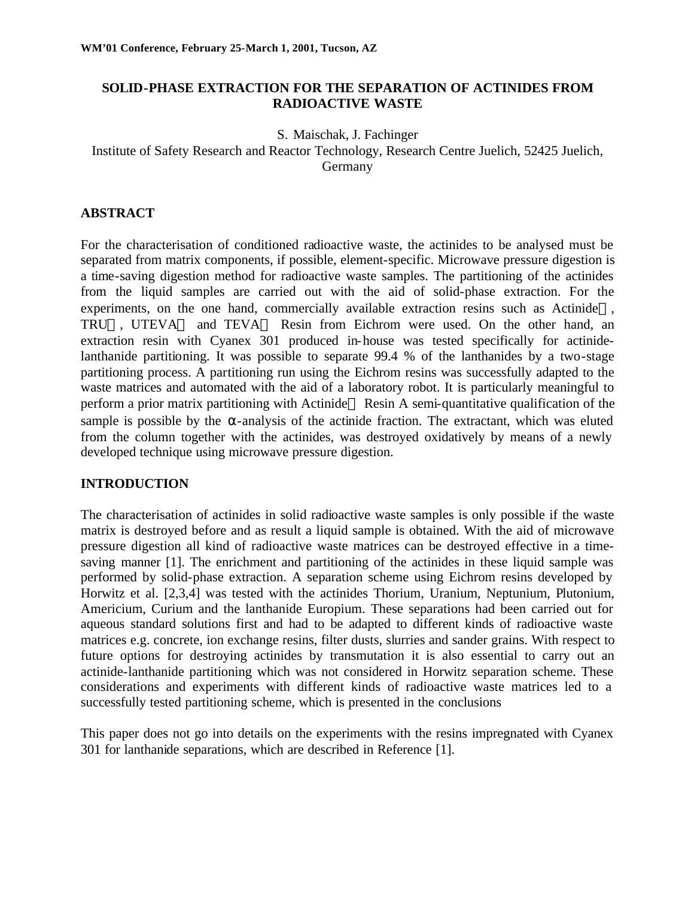# SOLID-PHASE EXTRACTION FOR THE SEPARATION OF ACTINIDES FROM RADIOACTIVE WASTE

S. Maischak, J. Fachinger
Institute of Safety Research and Reactor Technology, Research Centre Juelich, 52425 Juelich, Germany

## ABSTRACT

For the characterisation of conditioned radioactive waste, the actinides to be analysed must be separated from matrix components, if possible, element-specific. Microwave pressure digestion is a time-saving digestion method for radioactive waste samples. The partitioning of the actinides from the liquid samples are carried out with the aid of solid-phase extraction. For the experiments, on the one hand, commercially available extraction resins such as Actinide™, TRU™, UTEVA™ and TEVA™ Resin from Eichrom were used. On the other hand, an extraction resin with Cyanex 301 produced in-house was tested specifically for actinide-lanthanide partitioning. It was possible to separate 99.4 % of the lanthanides by a two-stage partitioning process. A partitioning run using the Eichrom resins was successfully adapted to the waste matrices and automated with the aid of a laboratory robot. It is particularly meaningful to perform a prior matrix partitioning with Actinide™ Resin A semi-quantitative qualification of the sample is possible by the α-analysis of the actinide fraction. The extractant, which was eluted from the column together with the actinides, was destroyed oxidatively by means of a newly developed technique using microwave pressure digestion.

## INTRODUCTION

The characterisation of actinides in solid radioactive waste samples is only possible if the waste matrix is destroyed before and as result a liquid sample is obtained. With the aid of microwave pressure digestion all kind of radioactive waste matrices can be destroyed effective in a time-saving manner [1]. The enrichment and partitioning of the actinides in these liquid sample was performed by solid-phase extraction. A separation scheme using Eichrom resins developed by Horwitz et al. [2,3,4] was tested with the actinides Thorium, Uranium, Neptunium, Plutonium, Americium, Curium and the lanthanide Europium. These separations had been carried out for aqueous standard solutions first and had to be adapted to different kinds of radioactive waste matrices e.g. concrete, ion exchange resins, filter dusts, slurries and sander grains. With respect to future options for destroying actinides by transmutation it is also essential to carry out an actinide-lanthanide partitioning which was not considered in Horwitz separation scheme. These considerations and experiments with different kinds of radioactive waste matrices led to a successfully tested partitioning scheme, which is presented in the conclusions

This paper does not go into details on the experiments with the resins impregnated with Cyanex 301 for lanthanide separations, which are described in Reference [1].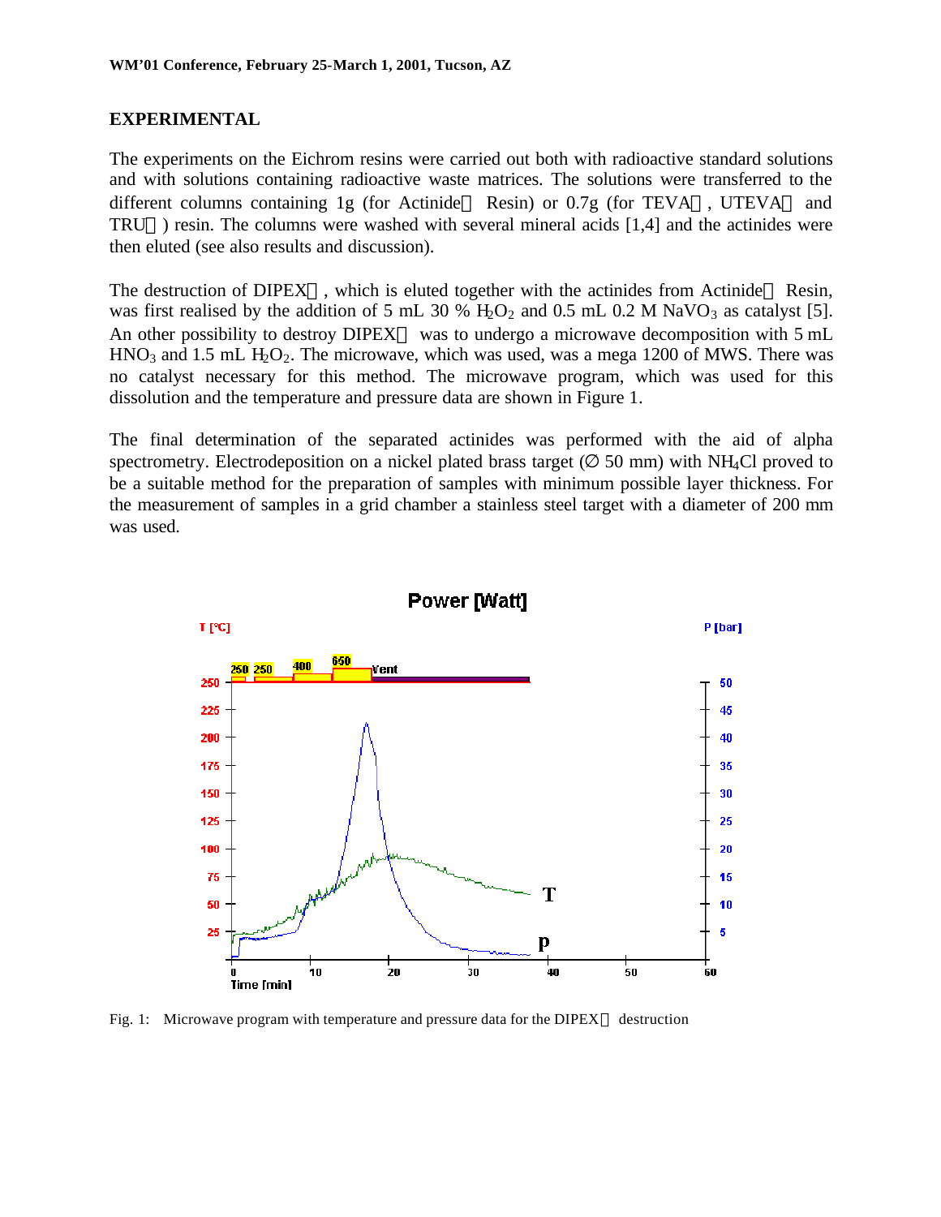## EXPERIMENTAL

The experiments on the Eichrom resins were carried out both with radioactive standard solutions and with solutions containing radioactive waste matrices. The solutions were transferred to the different columns containing 1g (for Actinide Resin) or 0.7g (for TEVA, UTEVA and TRU) resin. The columns were washed with several mineral acids [1,4] and the actinides were then eluted (see also results and discussion).

The destruction of DIPEX, which is eluted together with the actinides from Actinide Resin, was first realised by the addition of 5 mL 30 % $H_2O_2$ and 0.5 mL 0.2 M $NaVO_3$ as catalyst [5]. An other possibility to destroy DIPEX was to undergo a microwave decomposition with 5 mL $HNO_3$ and 1.5 mL $H_2O_2$. The microwave, which was used, was a mega 1200 of MWS. There was no catalyst necessary for this method. The microwave program, which was used for this dissolution and the temperature and pressure data are shown in Figure 1.

The final determination of the separated actinides was performed with the aid of alpha spectrometry. Electrodeposition on a nickel plated brass target (∅ 50 mm) with $NH_4Cl$ proved to be a suitable method for the preparation of samples with minimum possible layer thickness. For the measurement of samples in a grid chamber a stainless steel target with a diameter of 200 mm was used.

Fig. 1: Microwave program with temperature and pressure data for the DIPEX destruction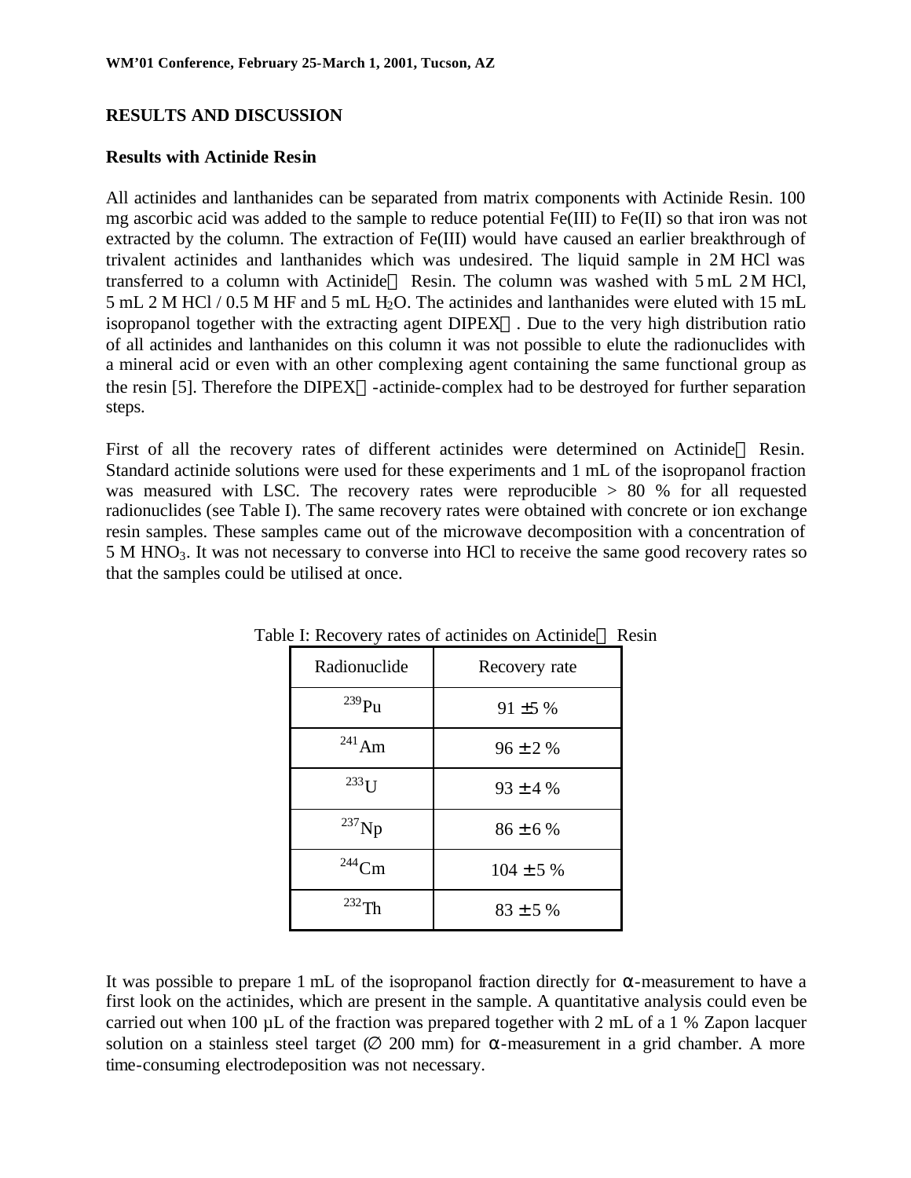## RESULTS AND DISCUSSION

### Results with Actinide Resin

All actinides and lanthanides can be separated from matrix components with Actinide Resin. 100 mg ascorbic acid was added to the sample to reduce potential Fe(III) to Fe(II) so that iron was not extracted by the column. The extraction of Fe(III) would have caused an earlier breakthrough of trivalent actinides and lanthanides which was undesired. The liquid sample in 2 M HCl was transferred to a column with Actinide Resin. The column was washed with 5 mL 2 M HCl, 5 mL 2 M HCl / 0.5 M HF and 5 mL $H_2O$. The actinides and lanthanides were eluted with 15 mL isopropanol together with the extracting agent DIPEX. Due to the very high distribution ratio of all actinides and lanthanides on this column it was not possible to elute the radionuclides with a mineral acid or even with an other complexing agent containing the same functional group as the resin [5]. Therefore the DIPEX-actinide-complex had to be destroyed for further separation steps.

First of all the recovery rates of different actinides were determined on Actinide Resin. Standard actinide solutions were used for these experiments and 1 mL of the isopropanol fraction was measured with LSC. The recovery rates were reproducible > 80 % for all requested radionuclides (see Table I). The same recovery rates were obtained with concrete or ion exchange resin samples. These samples came out of the microwave decomposition with a concentration of 5 M $HNO_3$. It was not necessary to converse into HCl to receive the same good recovery rates so that the samples could be utilised at once.

Table I: Recovery rates of actinides on Actinide Resin

| Radionuclide | Recovery rate |
|---|---|
| $^{239}Pu$ | 91 ± 5 % |
| $^{241}Am$ | 96 ± 2 % |
| $^{233}U$ | 93 ± 4 % |
| $^{237}Np$ | 86 ± 6 % |
| $^{244}Cm$ | 104 ± 5 % |
| $^{232}Th$ | 83 ± 5 % |

It was possible to prepare 1 mL of the isopropanol fraction directly for α-measurement to have a first look on the actinides, which are present in the sample. A quantitative analysis could even be carried out when 100 µL of the fraction was prepared together with 2 mL of a 1 % Zapon lacquer solution on a stainless steel target (∅ 200 mm) for α-measurement in a grid chamber. A more time-consuming electrodeposition was not necessary.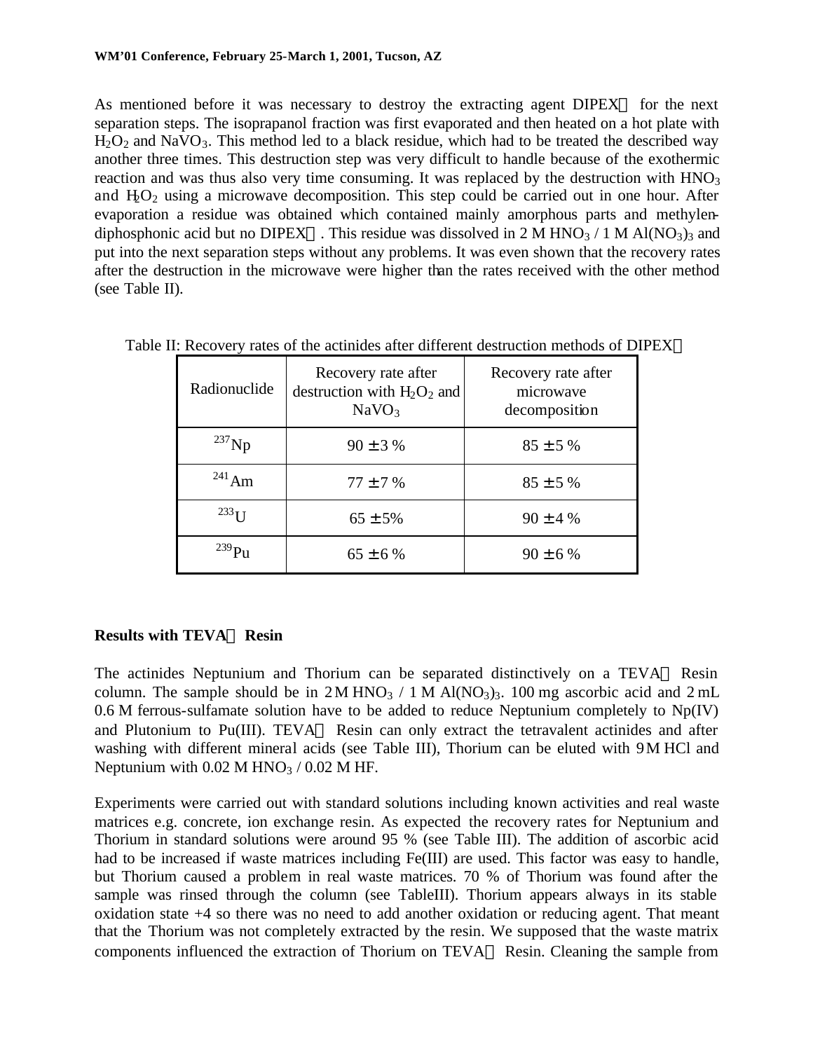As mentioned before it was necessary to destroy the extracting agent DIPEX for the next separation steps. The isopropanol fraction was first evaporated and then heated on a hot plate with $H_2O_2$ and $NaVO_3$. This method led to a black residue, which had to be treated the described way another three times. This destruction step was very difficult to handle because of the exothermic reaction and was thus also very time consuming. It was replaced by the destruction with $HNO_3$ and $H_2O_2$ using a microwave decomposition. This step could be carried out in one hour. After evaporation a residue was obtained which contained mainly amorphous parts and methylen-diphosphonic acid but no DIPEX. This residue was dissolved in 2 M $HNO_3$ / 1 M $Al(NO_3)_3$ and put into the next separation steps without any problems. It was even shown that the recovery rates after the destruction in the microwave were higher than the rates received with the other method (see Table II).

Table II: Recovery rates of the actinides after different destruction methods of DIPEX

| Radionuclide | Recovery rate after destruction with $H_2O_2$ and $NaVO_3$ | Recovery rate after microwave decomposition |
|---|---|---|
| $^{237}Np$ | 90 ± 3 % | 85 ± 5 % |
| $^{241}Am$ | 77 ± 7 % | 85 ± 5 % |
| $^{233}U$ | 65 ± 5% | 90 ± 4 % |
| $^{239}Pu$ | 65 ± 6 % | 90 ± 6 % |

**Results with TEVA Resin**

The actinides Neptunium and Thorium can be separated distinctively on a TEVA Resin column. The sample should be in 2 M $HNO_3$ / 1 M $Al(NO_3)_3$. 100 mg ascorbic acid and 2 mL 0.6 M ferrous-sulfamate solution have to be added to reduce Neptunium completely to Np(IV) and Plutonium to Pu(III). TEVA Resin can only extract the tetravalent actinides and after washing with different mineral acids (see Table III), Thorium can be eluted with 9 M HCl and Neptunium with 0.02 M $HNO_3$ / 0.02 M HF.

Experiments were carried out with standard solutions including known activities and real waste matrices e.g. concrete, ion exchange resin. As expected the recovery rates for Neptunium and Thorium in standard solutions were around 95 % (see Table III). The addition of ascorbic acid had to be increased if waste matrices including Fe(III) are used. This factor was easy to handle, but Thorium caused a problem in real waste matrices. 70 % of Thorium was found after the sample was rinsed through the column (see TableIII). Thorium appears always in its stable oxidation state +4 so there was no need to add another oxidation or reducing agent. That meant that the Thorium was not completely extracted by the resin. We supposed that the waste matrix components influenced the extraction of Thorium on TEVA Resin. Cleaning the sample from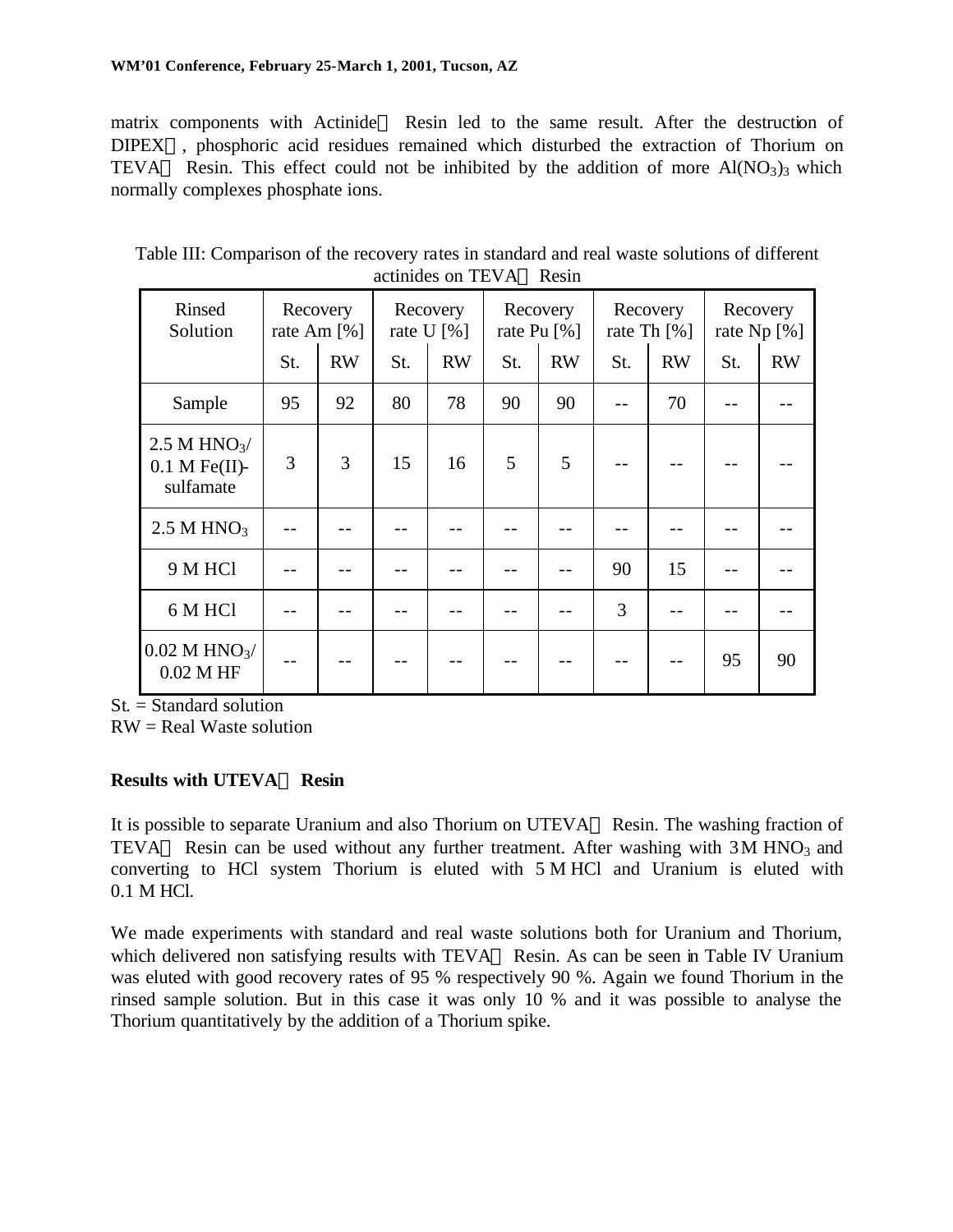matrix components with Actinide Resin led to the same result. After the destruction of DIPEX, phosphoric acid residues remained which disturbed the extraction of Thorium on TEVA Resin. This effect could not be inhibited by the addition of more $Al(NO_3)_3$ which normally complexes phosphate ions.

Table III: Comparison of the recovery rates in standard and real waste solutions of different actinides on TEVA Resin

| Rinsed Solution | Recovery rate Am [%] | | Recovery rate U [%] | | Recovery rate Pu [%] | | Recovery rate Th [%] | | Recovery rate Np [%] | |
|---|---|---|---|---|---|---|---|---|---|---|
| | St. | RW | St. | RW | St. | RW | St. | RW | St. | RW |
| Sample | 95 | 92 | 80 | 78 | 90 | 90 | -- | 70 | -- | -- |
| 2.5 M $HNO_3$/ 0.1 M Fe(II)-sulfamate | 3 | 3 | 15 | 16 | 5 | 5 | -- | -- | -- | -- |
| 2.5 M $HNO_3$ | -- | -- | -- | -- | -- | -- | -- | -- | -- | -- |
| 9 M HCl | -- | -- | -- | -- | -- | -- | 90 | 15 | -- | -- |
| 6 M HCl | -- | -- | -- | -- | -- | -- | 3 | -- | -- | -- |
| 0.02 M $HNO_3$/ 0.02 M HF | -- | -- | -- | -- | -- | -- | -- | -- | 95 | 90 |

St. = Standard solution
RW = Real Waste solution

**Results with UTEVA Resin**

It is possible to separate Uranium and also Thorium on UTEVA Resin. The washing fraction of TEVA Resin can be used without any further treatment. After washing with 3 M $HNO_3$ and converting to HCl system Thorium is eluted with 5 M HCl and Uranium is eluted with 0.1 M HCl.

We made experiments with standard and real waste solutions both for Uranium and Thorium, which delivered non satisfying results with TEVA Resin. As can be seen in Table IV Uranium was eluted with good recovery rates of 95 % respectively 90 %. Again we found Thorium in the rinsed sample solution. But in this case it was only 10 % and it was possible to analyse the Thorium quantitatively by the addition of a Thorium spike.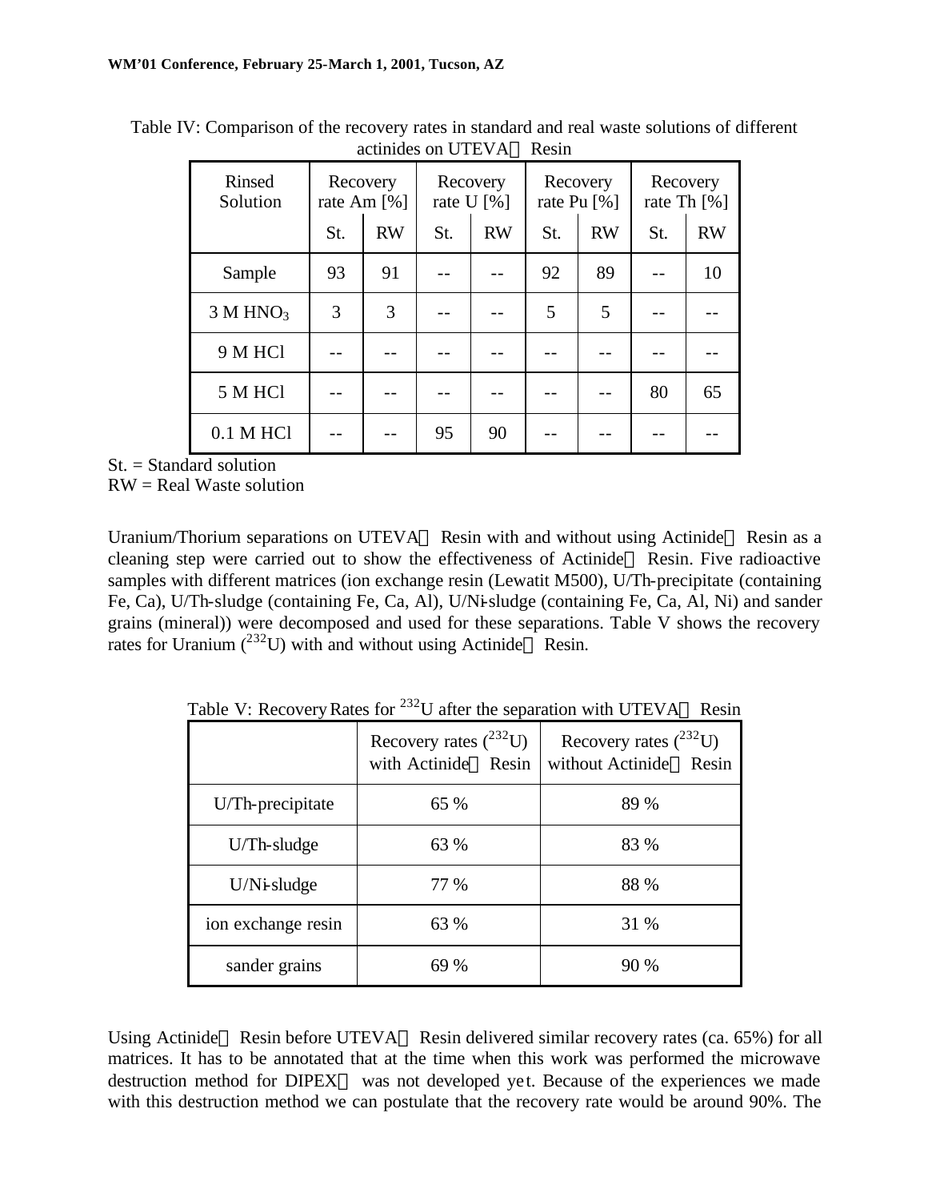Table IV: Comparison of the recovery rates in standard and real waste solutions of different actinides on UTEVA Resin

| Rinsed Solution | Recovery rate Am [%] | | Recovery rate U [%] | | Recovery rate Pu [%] | | Recovery rate Th [%] | |
|---|---|---|---|---|---|---|---|---|
| | St. | RW | St. | RW | St. | RW | St. | RW |
| Sample | 93 | 91 | -- | -- | 92 | 89 | -- | 10 |
| 3 M $HNO_3$ | 3 | 3 | -- | -- | 5 | 5 | -- | -- |
| 9 M HCl | -- | -- | -- | -- | -- | -- | -- | -- |
| 5 M HCl | -- | -- | -- | -- | -- | -- | 80 | 65 |
| 0.1 M HCl | -- | -- | 95 | 90 | -- | -- | -- | -- |

St. = Standard solution
RW = Real Waste solution

Uranium/Thorium separations on UTEVA Resin with and without using Actinide Resin as a cleaning step were carried out to show the effectiveness of Actinide Resin. Five radioactive samples with different matrices (ion exchange resin (Lewatit M500), U/Th-precipitate (containing Fe, Ca), U/Th-sludge (containing Fe, Ca, Al), U/Ni-sludge (containing Fe, Ca, Al, Ni) and sander grains (mineral)) were decomposed and used for these separations. Table V shows the recovery rates for Uranium ($^{232}U$) with and without using Actinide Resin.

Table V: Recovery Rates for $^{232}U$ after the separation with UTEVA Resin

| | Recovery rates ($^{232}U$) with Actinide Resin | Recovery rates ($^{232}U$) without Actinide Resin |
|---|---|---|
| U/Th-precipitate | 65 % | 89 % |
| U/Th-sludge | 63 % | 83 % |
| U/Ni-sludge | 77 % | 88 % |
| ion exchange resin | 63 % | 31 % |
| sander grains | 69 % | 90 % |

Using Actinide Resin before UTEVA Resin delivered similar recovery rates (ca. 65%) for all matrices. It has to be annotated that at the time when this work was performed the microwave destruction method for DIPEX was not developed yet. Because of the experiences we made with this destruction method we can postulate that the recovery rate would be around 90%. The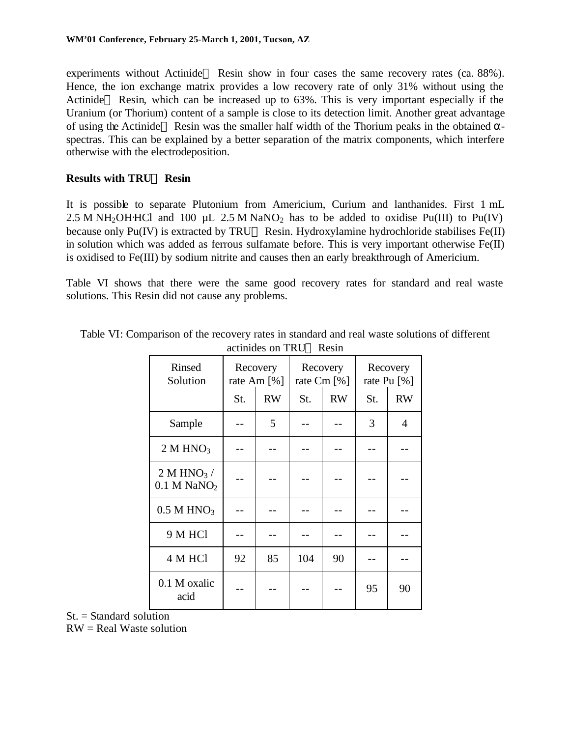experiments without Actinide Resin show in four cases the same recovery rates (ca. 88%). Hence, the ion exchange matrix provides a low recovery rate of only 31% without using the Actinide Resin, which can be increased up to 63%. This is very important especially if the Uranium (or Thorium) content of a sample is close to its detection limit. Another great advantage of using the Actinide Resin was the smaller half width of the Thorium peaks in the obtained α-spectras. This can be explained by a better separation of the matrix components, which interfere otherwise with the electrodeposition.

**Results with TRU Resin**

It is possible to separate Plutonium from Americium, Curium and lanthanides. First 1 mL 2.5 M $NH_2OH{\cdot}HCl$ and 100 µL 2.5 M $NaNO_2$ has to be added to oxidise Pu(III) to Pu(IV) because only Pu(IV) is extracted by TRU Resin. Hydroxylamine hydrochloride stabilises Fe(II) in solution which was added as ferrous sulfamate before. This is very important otherwise Fe(II) is oxidised to Fe(III) by sodium nitrite and causes then an early breakthrough of Americium.

Table VI shows that there were the same good recovery rates for standard and real waste solutions. This Resin did not cause any problems.

Table VI: Comparison of the recovery rates in standard and real waste solutions of different actinides on TRU Resin

| Rinsed Solution | Recovery rate Am [%] | | Recovery rate Cm [%] | | Recovery rate Pu [%] | |
|---|---|---|---|---|---|---|
| | St. | RW | St. | RW | St. | RW |
| Sample | -- | 5 | -- | -- | 3 | 4 |
| 2 M $HNO_3$ | -- | -- | -- | -- | -- | -- |
| 2 M $HNO_3$ / 0.1 M $NaNO_2$ | -- | -- | -- | -- | -- | -- |
| 0.5 M $HNO_3$ | -- | -- | -- | -- | -- | -- |
| 9 M HCl | -- | -- | -- | -- | -- | -- |
| 4 M HCl | 92 | 85 | 104 | 90 | -- | -- |
| 0.1 M oxalic acid | -- | -- | -- | -- | 95 | 90 |

St. = Standard solution
RW = Real Waste solution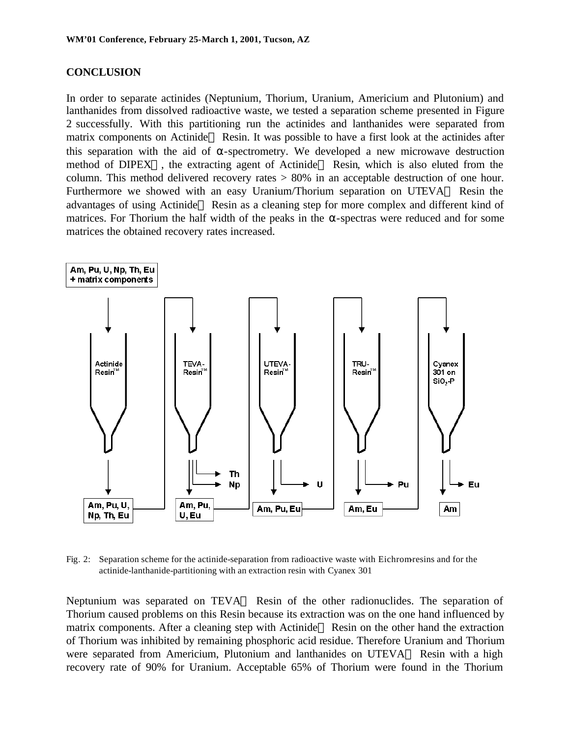## CONCLUSION

In order to separate actinides (Neptunium, Thorium, Uranium, Americium and Plutonium) and lanthanides from dissolved radioactive waste, we tested a separation scheme presented in Figure 2 successfully. With this partitioning run the actinides and lanthanides were separated from matrix components on Actinide™ Resin. It was possible to have a first look at the actinides after this separation with the aid of α-spectrometry. We developed a new microwave destruction method of DIPEX™, the extracting agent of Actinide™ Resin, which is also eluted from the column. This method delivered recovery rates > 80% in an acceptable destruction of one hour. Furthermore we showed with an easy Uranium/Thorium separation on UTEVA™ Resin the advantages of using Actinide™ Resin as a cleaning step for more complex and different kind of matrices. For Thorium the half width of the peaks in the α-spectras were reduced and for some matrices the obtained recovery rates increased.

Fig. 2: Separation scheme for the actinide-separation from radioactive waste with Eichrom-resins and for the actinide-lanthanide-partitioning with an extraction resin with Cyanex 301

Neptunium was separated on TEVA™ Resin of the other radionuclides. The separation of Thorium caused problems on this Resin because its extraction was on the one hand influenced by matrix components. After a cleaning step with Actinide™ Resin on the other hand the extraction of Thorium was inhibited by remaining phosphoric acid residue. Therefore Uranium and Thorium were separated from Americium, Plutonium and lanthanides on UTEVA™ Resin with a high recovery rate of 90% for Uranium. Acceptable 65% of Thorium were found in the Thorium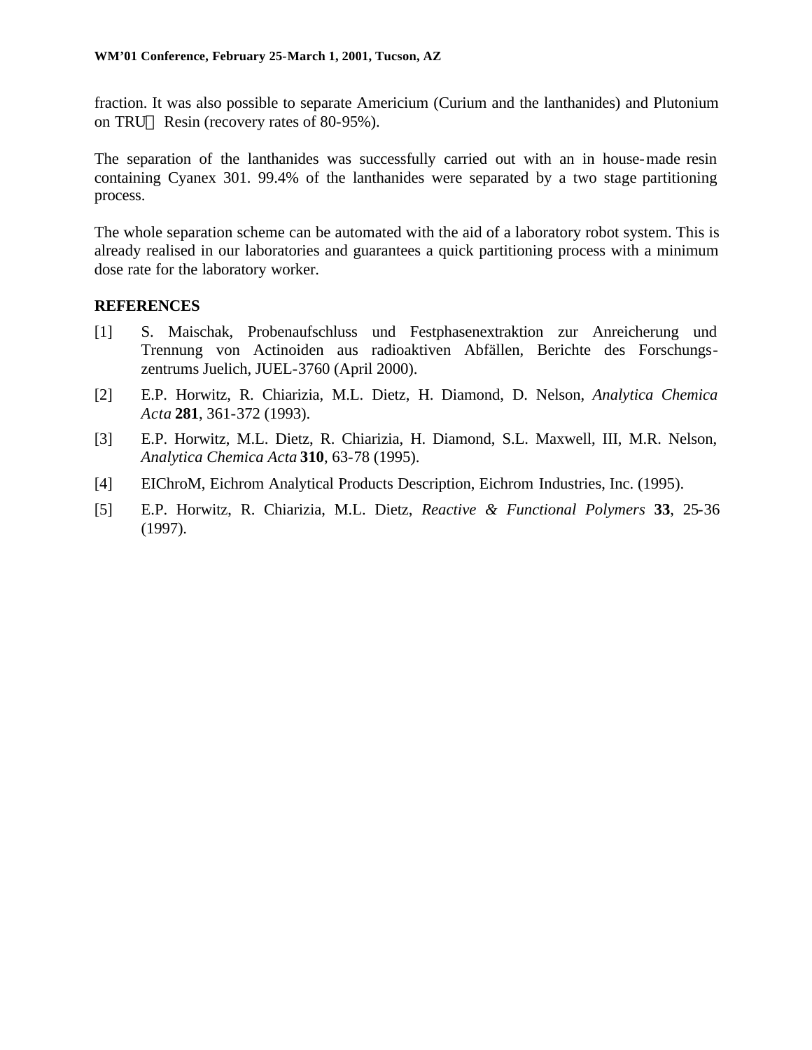fraction. It was also possible to separate Americium (Curium and the lanthanides) and Plutonium on TRU® Resin (recovery rates of 80-95%).

The separation of the lanthanides was successfully carried out with an in house-made resin containing Cyanex 301. 99.4% of the lanthanides were separated by a two stage partitioning process.

The whole separation scheme can be automated with the aid of a laboratory robot system. This is already realised in our laboratories and guarantees a quick partitioning process with a minimum dose rate for the laboratory worker.

## REFERENCES

[1] S. Maischak, Probenaufschluss und Festphasenextraktion zur Anreicherung und Trennung von Actinoiden aus radioaktiven Abfällen, Berichte des Forschungs-zentrums Juelich, JUEL-3760 (April 2000).

[2] E.P. Horwitz, R. Chiarizia, M.L. Dietz, H. Diamond, D. Nelson, *Analytica Chemica Acta* **281**, 361-372 (1993).

[3] E.P. Horwitz, M.L. Dietz, R. Chiarizia, H. Diamond, S.L. Maxwell, III, M.R. Nelson, *Analytica Chemica Acta* **310**, 63-78 (1995).

[4] EIChroM, Eichrom Analytical Products Description, Eichrom Industries, Inc. (1995).

[5] E.P. Horwitz, R. Chiarizia, M.L. Dietz, *Reactive & Functional Polymers* **33**, 25-36 (1997).